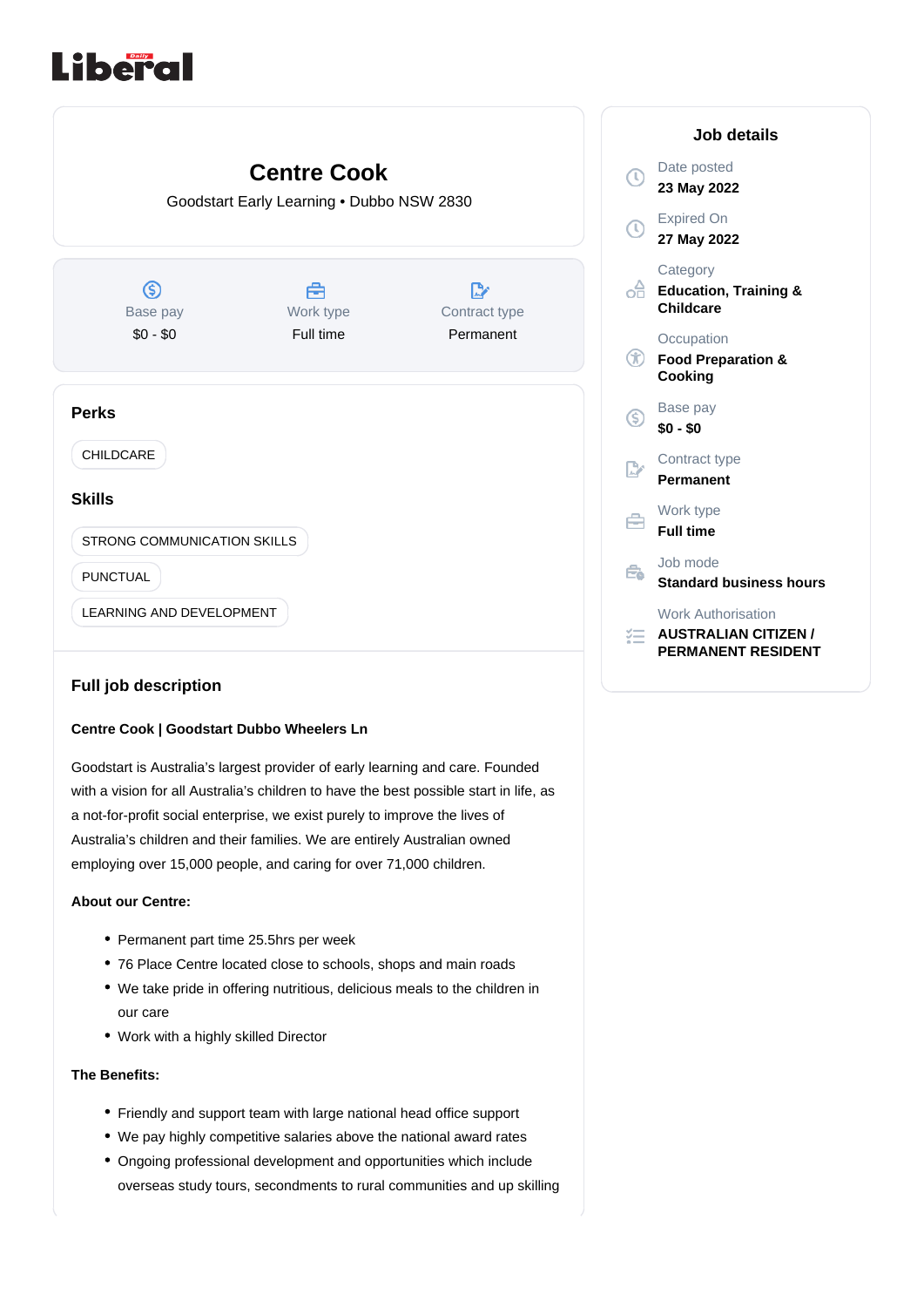Daily Liberal

# Centre Cook

Goodstart Early Learning • Dubbo NSW 2830

| Base pay | Work type | Contract type |
|---|---|---|
| $0 - $0 | Full time | Permanent |

## Perks

CHILDCARE

## Skills

STRONG COMMUNICATION SKILLS

PUNCTUAL

LEARNING AND DEVELOPMENT

## Job details

Date posted
**23 May 2022**

Expired On
**27 May 2022**

Category
**Education, Training & Childcare**

Occupation
**Food Preparation & Cooking**

Base pay
**$0 - $0**

Contract type
**Permanent**

Work type
**Full time**

Job mode
**Standard business hours**

Work Authorisation
**AUSTRALIAN CITIZEN / PERMANENT RESIDENT**

## Full job description

**Centre Cook | Goodstart Dubbo Wheelers Ln**

Goodstart is Australia's largest provider of early learning and care. Founded with a vision for all Australia's children to have the best possible start in life, as a not-for-profit social enterprise, we exist purely to improve the lives of Australia's children and their families. We are entirely Australian owned employing over 15,000 people, and caring for over 71,000 children.

**About our Centre:**

- Permanent part time 25.5hrs per week
- 76 Place Centre located close to schools, shops and main roads
- We take pride in offering nutritious, delicious meals to the children in our care
- Work with a highly skilled Director

**The Benefits:**

- Friendly and support team with large national head office support
- We pay highly competitive salaries above the national award rates
- Ongoing professional development and opportunities which include overseas study tours, secondments to rural communities and up skilling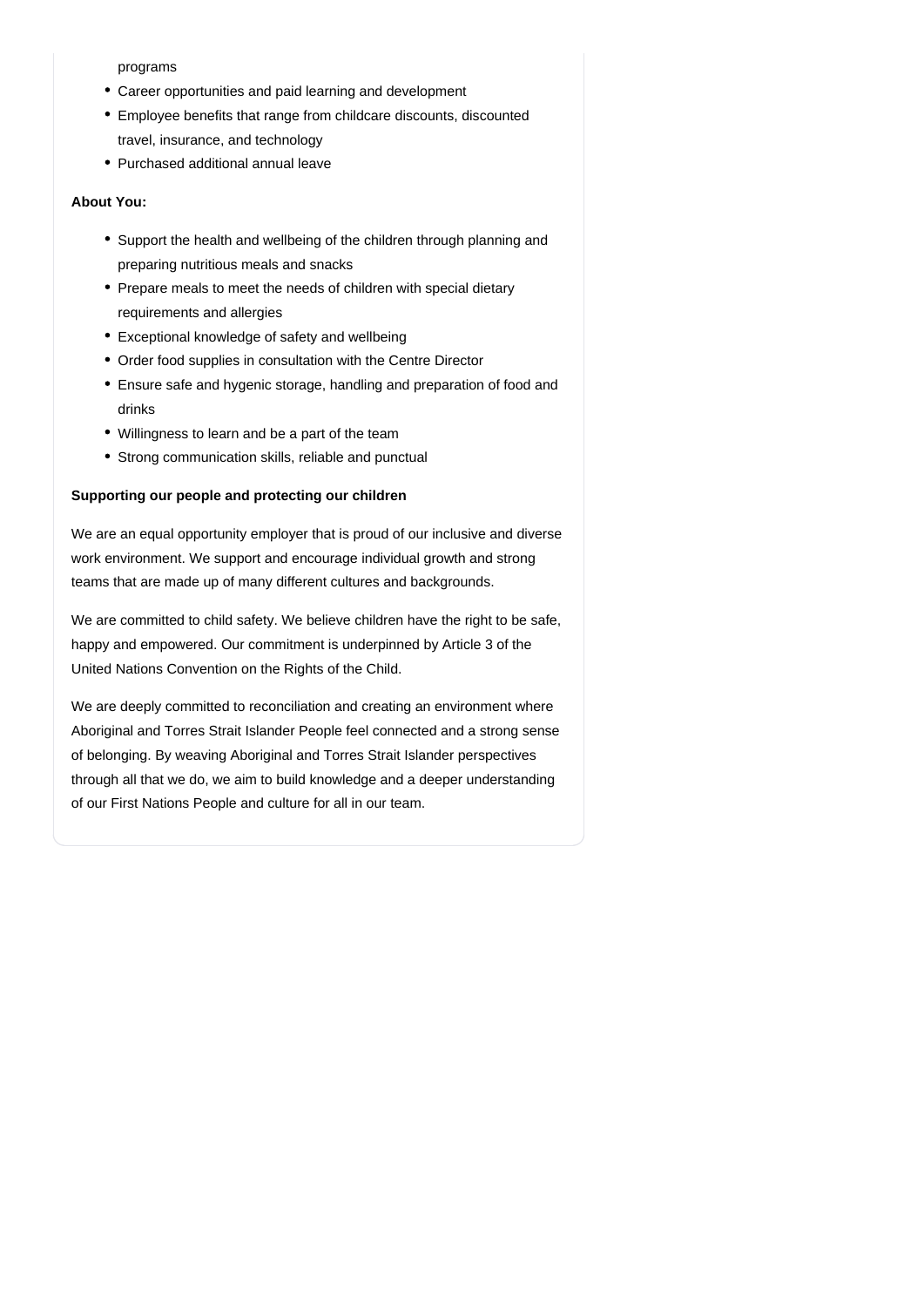programs

- Career opportunities and paid learning and development
- Employee benefits that range from childcare discounts, discounted travel, insurance, and technology
- Purchased additional annual leave

**About You:**

- Support the health and wellbeing of the children through planning and preparing nutritious meals and snacks
- Prepare meals to meet the needs of children with special dietary requirements and allergies
- Exceptional knowledge of safety and wellbeing
- Order food supplies in consultation with the Centre Director
- Ensure safe and hygenic storage, handling and preparation of food and drinks
- Willingness to learn and be a part of the team
- Strong communication skills, reliable and punctual

**Supporting our people and protecting our children**

We are an equal opportunity employer that is proud of our inclusive and diverse work environment. We support and encourage individual growth and strong teams that are made up of many different cultures and backgrounds.

We are committed to child safety. We believe children have the right to be safe, happy and empowered. Our commitment is underpinned by Article 3 of the United Nations Convention on the Rights of the Child.

We are deeply committed to reconciliation and creating an environment where Aboriginal and Torres Strait Islander People feel connected and a strong sense of belonging. By weaving Aboriginal and Torres Strait Islander perspectives through all that we do, we aim to build knowledge and a deeper understanding of our First Nations People and culture for all in our team.